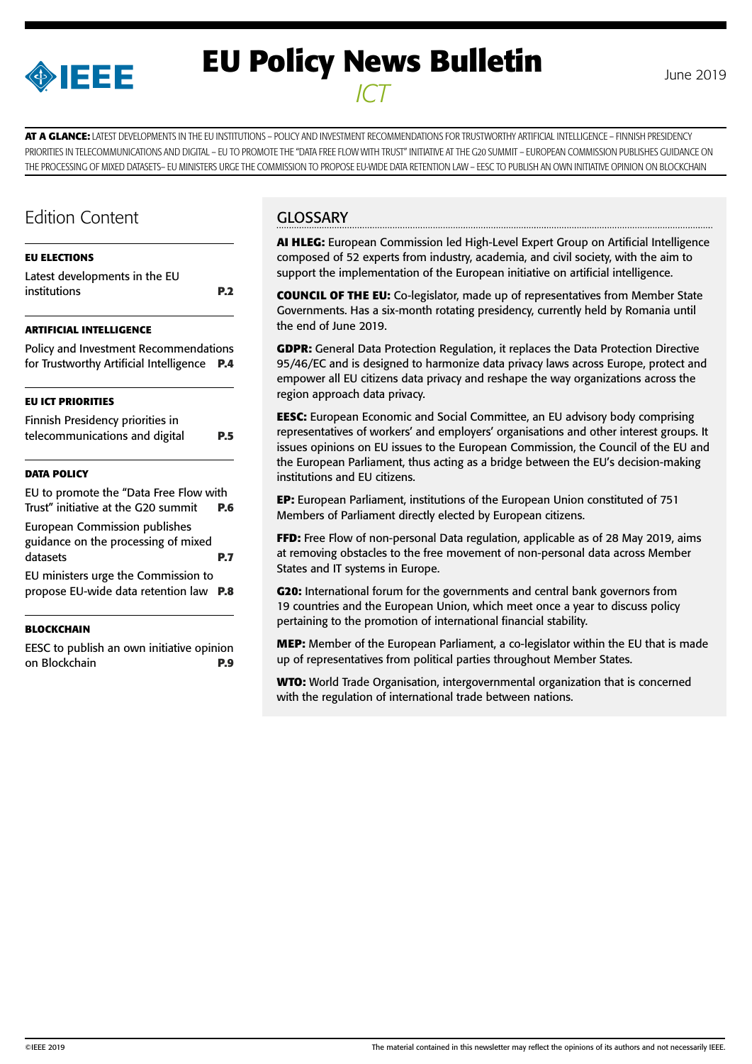# EU Policy News Bulletin

*ICT*

June 2019

**AT A GLANCE:** LATEST DEVELOPMENTS IN THE EU INSTITUTIONS – POLICY AND INVESTMENT RECOMMENDATIONS FOR TRUSTWORTHY ARTIFICIAL INTELLIGENCE – FINNISH PRESIDENCY PRIORITIES IN TELECOMMUNICATIONS AND DIGITAL – EU TO PROMOTE THE "DATA FREE FLOW WITH TRUST" INITIATIVE AT THE G20 SUMMIT – EUROPEAN COMMISSION PUBLISHES GUIDANCE ON THE PROCESSING OF MIXED DATASETS– EU MINISTERS URGE THE COMMISSION TO PROPOSE EU-WIDE DATA RETENTION LAW – EESC TO PUBLISH AN OWN INITIATIVE OPINION ON BLOCKCHAIN

## Edition Content

**EU ELECTIONS**

Latest developments in the EU institutions **P.2**

**ARTIFICIAL INTELLIGENCE**

Policy and Investment Recommendations for Trustworthy Artificial Intelligence **P.4**

**EU ICT PRIORITIES**

Finnish Presidency priorities in telecommunications and digital **P.5**

**DATA POLICY**

EU to promote the "Data Free Flow with Trust" initiative at the G20 summit **P.6**

European Commission publishes guidance on the processing of mixed datasets **P.7**

EU ministers urge the Commission to propose EU-wide data retention law **P.8**

**BLOCKCHAIN**

EESC to publish an own initiative opinion on Blockchain **P.9**

## GLOSSARY

**AI HLEG:** European Commission led High-Level Expert Group on Artificial Intelligence composed of 52 experts from industry, academia, and civil society, with the aim to support the implementation of the European initiative on artificial intelligence.

**COUNCIL OF THE EU:** Co-legislator, made up of representatives from Member State Governments. Has a six-month rotating presidency, currently held by Romania until the end of June 2019.

**GDPR:** General Data Protection Regulation, it replaces the Data Protection Directive 95/46/EC and is designed to harmonize data privacy laws across Europe, protect and empower all EU citizens data privacy and reshape the way organizations across the region approach data privacy.

**EESC:** European Economic and Social Committee, an EU advisory body comprising representatives of workers' and employers' organisations and other interest groups. It issues opinions on EU issues to the European Commission, the Council of the EU and the European Parliament, thus acting as a bridge between the EU's decision-making institutions and EU citizens.

**EP:** European Parliament, institutions of the European Union constituted of 751 Members of Parliament directly elected by European citizens.

**FFD:** Free Flow of non-personal Data regulation, applicable as of 28 May 2019, aims at removing obstacles to the free movement of non-personal data across Member States and IT systems in Europe.

**G20:** International forum for the governments and central bank governors from 19 countries and the European Union, which meet once a year to discuss policy pertaining to the promotion of international financial stability.

**MEP:** Member of the European Parliament, a co-legislator within the EU that is made up of representatives from political parties throughout Member States.

**WTO:** World Trade Organisation, intergovernmental organization that is concerned with the regulation of international trade between nations.

©IEEE 2019 The material contained in this newsletter may reflect the opinions of its authors and not necessarily IEEE.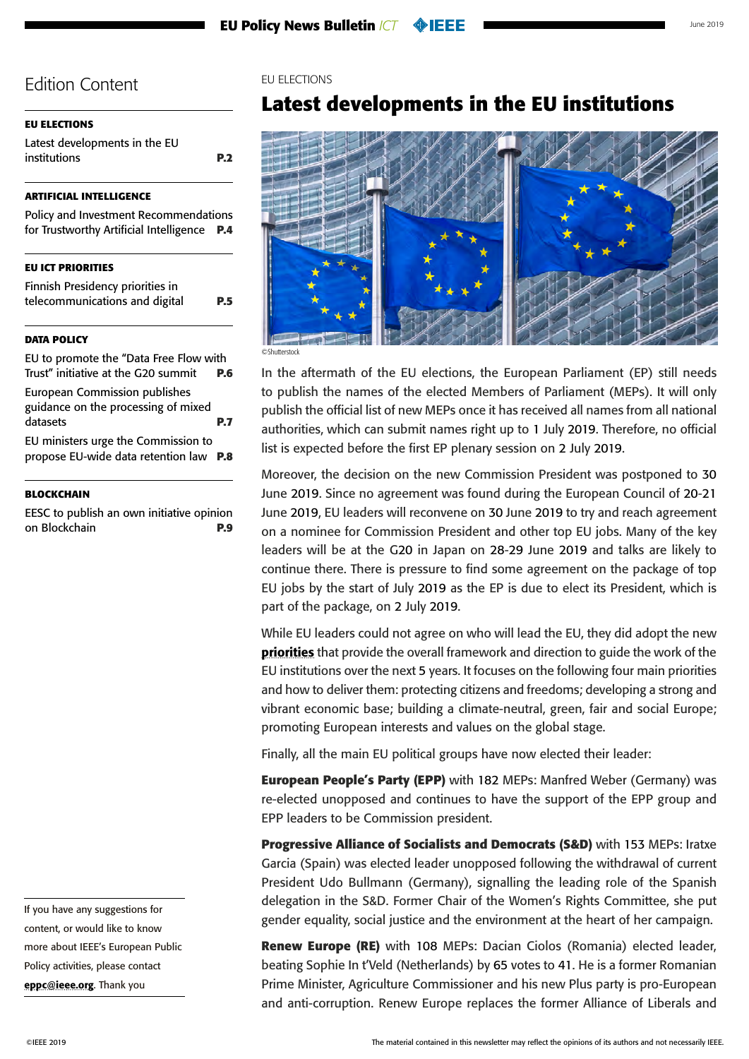## Edition Content

**EU ELECTIONS**

Latest developments in the EU institutions **P.2**

**ARTIFICIAL INTELLIGENCE**

Policy and Investment Recommendations for Trustworthy Artificial Intelligence **P.4**

**EU ICT PRIORITIES**

Finnish Presidency priorities in telecommunications and digital **P.5**

**DATA POLICY**

EU to promote the "Data Free Flow with Trust" initiative at the G20 summit **P.6**

European Commission publishes guidance on the processing of mixed datasets **P.7**

EU ministers urge the Commission to propose EU-wide data retention law **P.8**

**BLOCKCHAIN**

EESC to publish an own initiative opinion on Blockchain **P.9**

If you have any suggestions for content, or would like to know more about IEEE's European Public Policy activities, please contact **eppc@ieee.org**. Thank you

EU ELECTIONS

# Latest developments in the EU institutions

©Shutterstock

In the aftermath of the EU elections, the European Parliament (EP) still needs to publish the names of the elected Members of Parliament (MEPs). It will only publish the official list of new MEPs once it has received all names from all national authorities, which can submit names right up to 1 July 2019. Therefore, no official list is expected before the first EP plenary session on 2 July 2019.

Moreover, the decision on the new Commission President was postponed to 30 June 2019. Since no agreement was found during the European Council of 20-21 June 2019, EU leaders will reconvene on 30 June 2019 to try and reach agreement on a nominee for Commission President and other top EU jobs. Many of the key leaders will be at the G20 in Japan on 28-29 June 2019 and talks are likely to continue there. There is pressure to find some agreement on the package of top EU jobs by the start of July 2019 as the EP is due to elect its President, which is part of the package, on 2 July 2019.

While EU leaders could not agree on who will lead the EU, they did adopt the new **priorities** that provide the overall framework and direction to guide the work of the EU institutions over the next 5 years. It focuses on the following four main priorities and how to deliver them: protecting citizens and freedoms; developing a strong and vibrant economic base; building a climate-neutral, green, fair and social Europe; promoting European interests and values on the global stage.

Finally, all the main EU political groups have now elected their leader:

**European People's Party (EPP)** with 182 MEPs: Manfred Weber (Germany) was re-elected unopposed and continues to have the support of the EPP group and EPP leaders to be Commission president.

**Progressive Alliance of Socialists and Democrats (S&D)** with 153 MEPs: Iratxe Garcia (Spain) was elected leader unopposed following the withdrawal of current President Udo Bullmann (Germany), signalling the leading role of the Spanish delegation in the S&D. Former Chair of the Women's Rights Committee, she put gender equality, social justice and the environment at the heart of her campaign.

**Renew Europe (RE)** with 108 MEPs: Dacian Ciolos (Romania) elected leader, beating Sophie In t'Veld (Netherlands) by 65 votes to 41. He is a former Romanian Prime Minister, Agriculture Commissioner and his new Plus party is pro-European and anti-corruption. Renew Europe replaces the former Alliance of Liberals and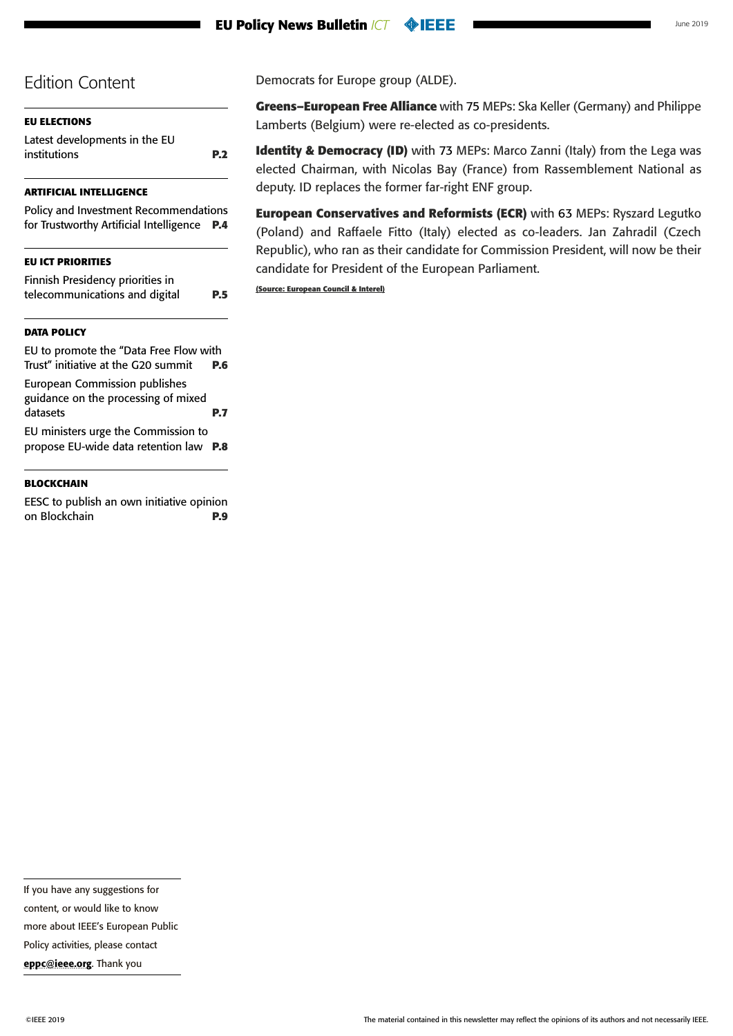## Edition Content

**EU ELECTIONS**

Latest developments in the EU institutions **P.2**

**ARTIFICIAL INTELLIGENCE**

Policy and Investment Recommendations for Trustworthy Artificial Intelligence **P.4**

**EU ICT PRIORITIES**

Finnish Presidency priorities in telecommunications and digital **P.5**

**DATA POLICY**

EU to promote the "Data Free Flow with Trust" initiative at the G20 summit **P.6**

European Commission publishes guidance on the processing of mixed datasets **P.7**

EU ministers urge the Commission to propose EU-wide data retention law **P.8**

**BLOCKCHAIN**

EESC to publish an own initiative opinion on Blockchain **P.9**

If you have any suggestions for content, or would like to know more about IEEE's European Public Policy activities, please contact **eppc@ieee.org**. Thank you

Democrats for Europe group (ALDE).

**Greens–European Free Alliance** with 75 MEPs: Ska Keller (Germany) and Philippe Lamberts (Belgium) were re-elected as co-presidents.

**Identity & Democracy (ID)** with 73 MEPs: Marco Zanni (Italy) from the Lega was elected Chairman, with Nicolas Bay (France) from Rassemblement National as deputy. ID replaces the former far-right ENF group.

**European Conservatives and Reformists (ECR)** with 63 MEPs: Ryszard Legutko (Poland) and Raffaele Fitto (Italy) elected as co-leaders. Jan Zahradil (Czech Republic), who ran as their candidate for Commission President, will now be their candidate for President of the European Parliament.

**(Source: European Council & Interel)**

©IEEE 2019

The material contained in this newsletter may reflect the opinions of its authors and not necessarily IEEE.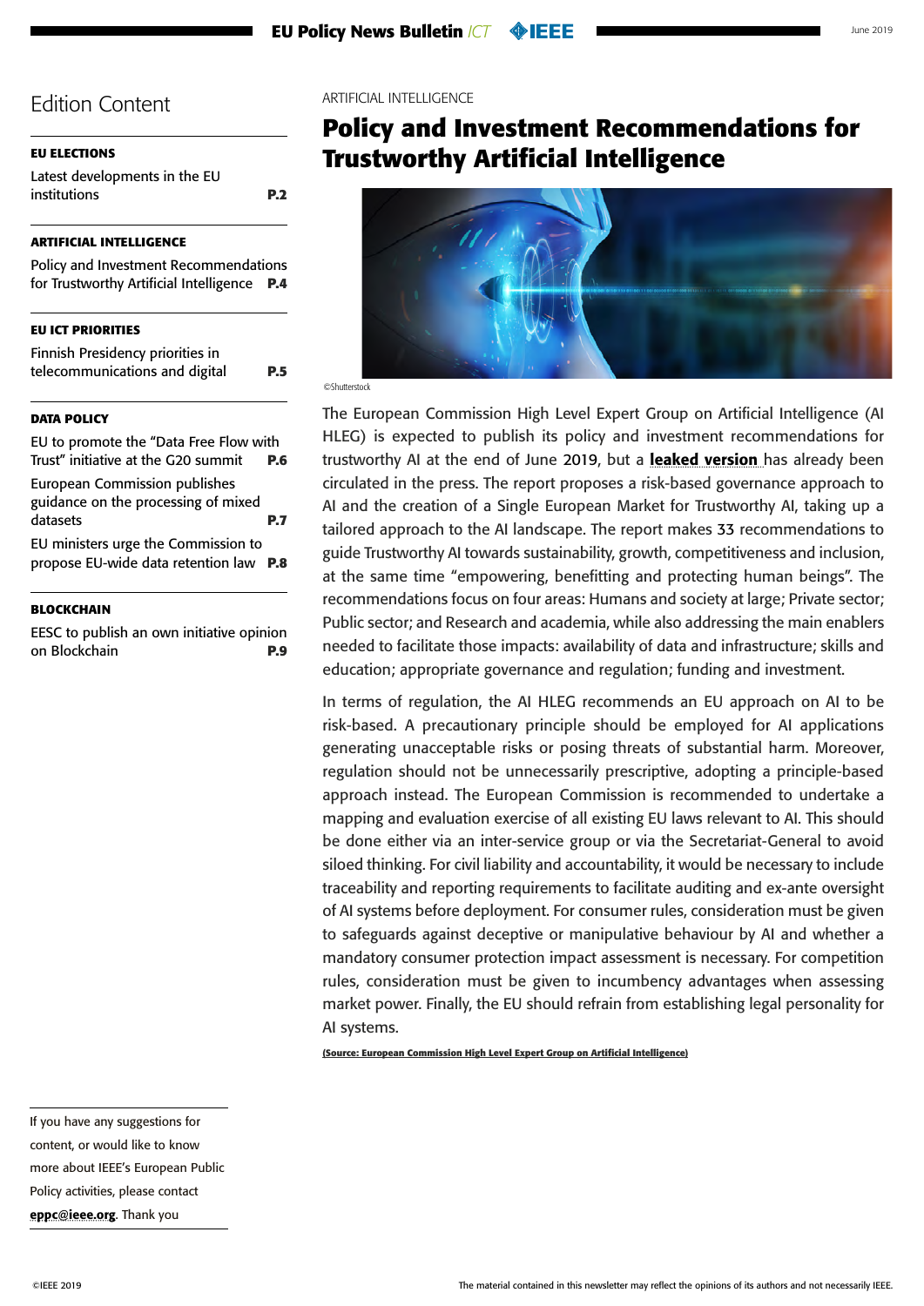# Edition Content

**EU ELECTIONS**

Latest developments in the EU institutions **P.2**

**ARTIFICIAL INTELLIGENCE**

Policy and Investment Recommendations for Trustworthy Artificial Intelligence **P.4**

**EU ICT PRIORITIES**

Finnish Presidency priorities in telecommunications and digital **P.5**

**DATA POLICY**

EU to promote the "Data Free Flow with Trust" initiative at the G20 summit **P.6**

European Commission publishes guidance on the processing of mixed datasets **P.7**

EU ministers urge the Commission to propose EU-wide data retention law **P.8**

**BLOCKCHAIN**

EESC to publish an own initiative opinion on Blockchain **P.9**

If you have any suggestions for content, or would like to know more about IEEE's European Public Policy activities, please contact **eppc@ieee.org**. Thank you

ARTIFICIAL INTELLIGENCE

# Policy and Investment Recommendations for Trustworthy Artificial Intelligence

©Shutterstock

The European Commission High Level Expert Group on Artificial Intelligence (AI HLEG) is expected to publish its policy and investment recommendations for trustworthy AI at the end of June 2019, but a **leaked version** has already been circulated in the press. The report proposes a risk-based governance approach to AI and the creation of a Single European Market for Trustworthy AI, taking up a tailored approach to the AI landscape. The report makes 33 recommendations to guide Trustworthy AI towards sustainability, growth, competitiveness and inclusion, at the same time "empowering, benefitting and protecting human beings". The recommendations focus on four areas: Humans and society at large; Private sector; Public sector; and Research and academia, while also addressing the main enablers needed to facilitate those impacts: availability of data and infrastructure; skills and education; appropriate governance and regulation; funding and investment.

In terms of regulation, the AI HLEG recommends an EU approach on AI to be risk-based. A precautionary principle should be employed for AI applications generating unacceptable risks or posing threats of substantial harm. Moreover, regulation should not be unnecessarily prescriptive, adopting a principle-based approach instead. The European Commission is recommended to undertake a mapping and evaluation exercise of all existing EU laws relevant to AI. This should be done either via an inter-service group or via the Secretariat-General to avoid siloed thinking. For civil liability and accountability, it would be necessary to include traceability and reporting requirements to facilitate auditing and ex-ante oversight of AI systems before deployment. For consumer rules, consideration must be given to safeguards against deceptive or manipulative behaviour by AI and whether a mandatory consumer protection impact assessment is necessary. For competition rules, consideration must be given to incumbency advantages when assessing market power. Finally, the EU should refrain from establishing legal personality for AI systems.

**(Source: European Commission High Level Expert Group on Artificial Intelligence)**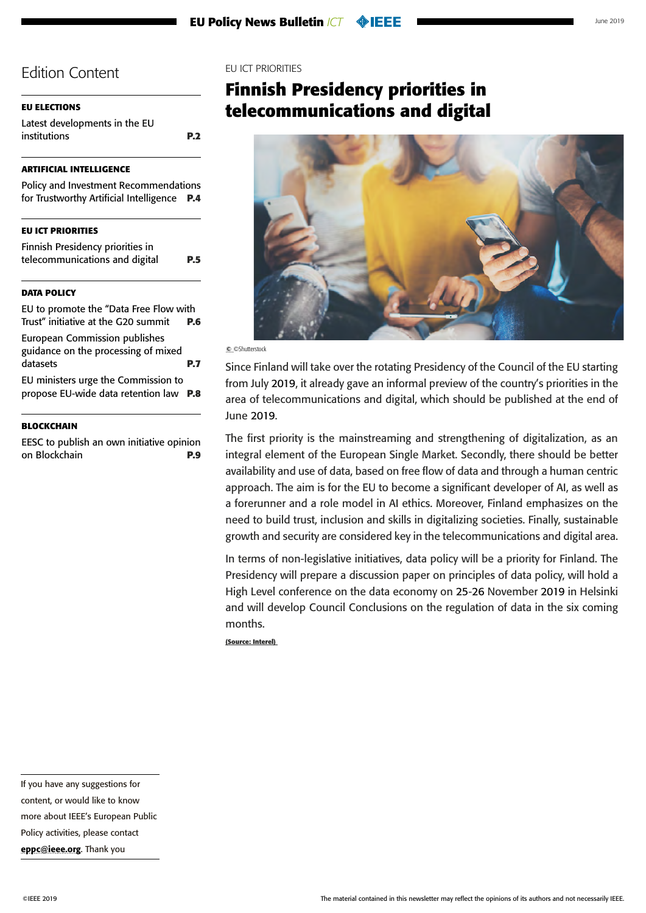## Edition Content

**EU ELECTIONS**

Latest developments in the EU institutions **P.2**

**ARTIFICIAL INTELLIGENCE**

Policy and Investment Recommendations for Trustworthy Artificial Intelligence **P.4**

**EU ICT PRIORITIES**

Finnish Presidency priorities in telecommunications and digital **P.5**

**DATA POLICY**

EU to promote the "Data Free Flow with Trust" initiative at the G20 summit **P.6**

European Commission publishes guidance on the processing of mixed datasets **P.7**

EU ministers urge the Commission to propose EU-wide data retention law **P.8**

**BLOCKCHAIN**

EESC to publish an own initiative opinion on Blockchain **P.9**

If you have any suggestions for content, or would like to know more about IEEE's European Public Policy activities, please contact **eppc@ieee.org**. Thank you

EU ICT PRIORITIES

# Finnish Presidency priorities in telecommunications and digital

©Shutterstock

Since Finland will take over the rotating Presidency of the Council of the EU starting from July 2019, it already gave an informal preview of the country's priorities in the area of telecommunications and digital, which should be published at the end of June 2019.

The first priority is the mainstreaming and strengthening of digitalization, as an integral element of the European Single Market. Secondly, there should be better availability and use of data, based on free flow of data and through a human centric approach. The aim is for the EU to become a significant developer of AI, as well as a forerunner and a role model in AI ethics. Moreover, Finland emphasizes on the need to build trust, inclusion and skills in digitalizing societies. Finally, sustainable growth and security are considered key in the telecommunications and digital area.

In terms of non-legislative initiatives, data policy will be a priority for Finland. The Presidency will prepare a discussion paper on principles of data policy, will hold a High Level conference on the data economy on 25-26 November 2019 in Helsinki and will develop Council Conclusions on the regulation of data in the six coming months.

**(Source: Interel)**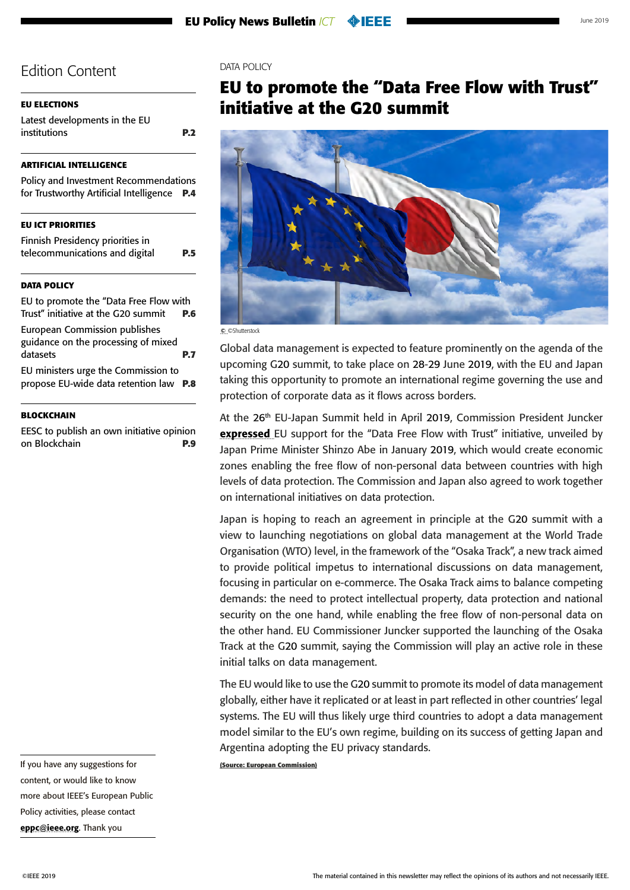## Edition Content

**EU ELECTIONS**

Latest developments in the EU institutions **P.2**

**ARTIFICIAL INTELLIGENCE**

Policy and Investment Recommendations for Trustworthy Artificial Intelligence **P.4**

**EU ICT PRIORITIES**

Finnish Presidency priorities in telecommunications and digital **P.5**

**DATA POLICY**

EU to promote the "Data Free Flow with Trust" initiative at the G20 summit **P.6**

European Commission publishes guidance on the processing of mixed datasets **P.7**

EU ministers urge the Commission to propose EU-wide data retention law **P.8**

**BLOCKCHAIN**

EESC to publish an own initiative opinion on Blockchain **P.9**

If you have any suggestions for content, or would like to know more about IEEE's European Public Policy activities, please contact **eppc@ieee.org**. Thank you

DATA POLICY

# EU to promote the "Data Free Flow with Trust" initiative at the G20 summit

©Shutterstock

Global data management is expected to feature prominently on the agenda of the upcoming G20 summit, to take place on 28-29 June 2019, with the EU and Japan taking this opportunity to promote an international regime governing the use and protection of corporate data as it flows across borders.

At the 26th EU-Japan Summit held in April 2019, Commission President Juncker **expressed** EU support for the "Data Free Flow with Trust" initiative, unveiled by Japan Prime Minister Shinzo Abe in January 2019, which would create economic zones enabling the free flow of non-personal data between countries with high levels of data protection. The Commission and Japan also agreed to work together on international initiatives on data protection.

Japan is hoping to reach an agreement in principle at the G20 summit with a view to launching negotiations on global data management at the World Trade Organisation (WTO) level, in the framework of the "Osaka Track", a new track aimed to provide political impetus to international discussions on data management, focusing in particular on e-commerce. The Osaka Track aims to balance competing demands: the need to protect intellectual property, data protection and national security on the one hand, while enabling the free flow of non-personal data on the other hand. EU Commissioner Juncker supported the launching of the Osaka Track at the G20 summit, saying the Commission will play an active role in these initial talks on data management.

The EU would like to use the G20 summit to promote its model of data management globally, either have it replicated or at least in part reflected in other countries' legal systems. The EU will thus likely urge third countries to adopt a data management model similar to the EU's own regime, building on its success of getting Japan and Argentina adopting the EU privacy standards.

**(Source: European Commission)**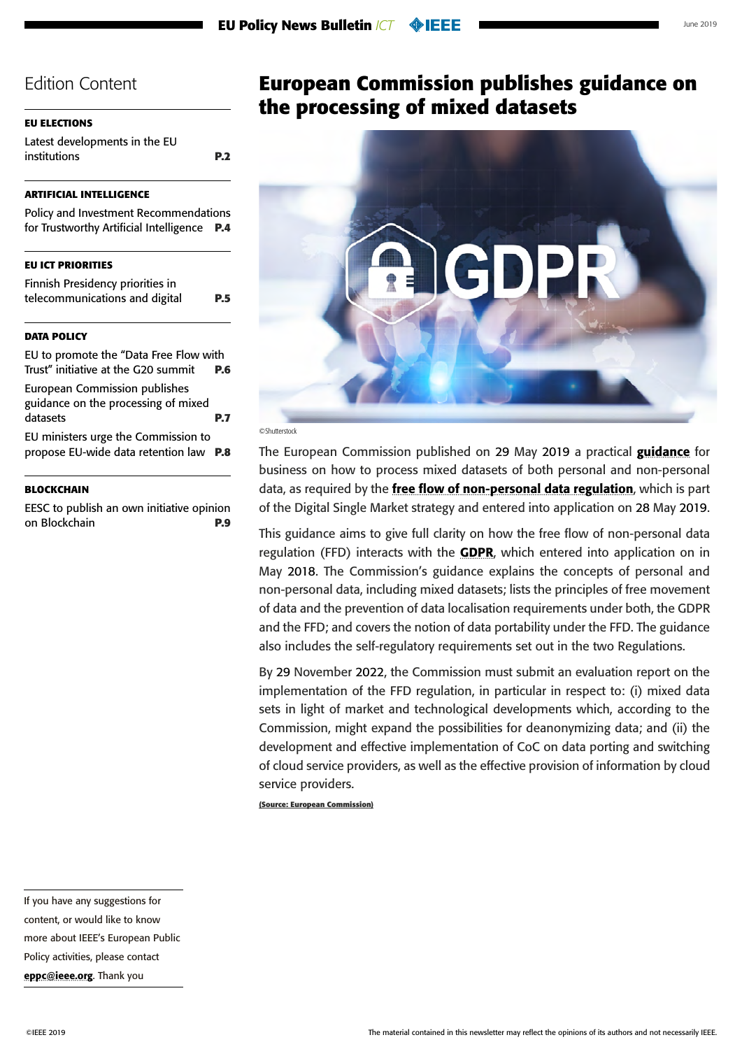## Edition Content

**EU ELECTIONS**

Latest developments in the EU institutions **P.2**

**ARTIFICIAL INTELLIGENCE**

Policy and Investment Recommendations for Trustworthy Artificial Intelligence **P.4**

**EU ICT PRIORITIES**

Finnish Presidency priorities in telecommunications and digital **P.5**

**DATA POLICY**

EU to promote the "Data Free Flow with Trust" initiative at the G20 summit **P.6**

European Commission publishes guidance on the processing of mixed datasets **P.7**

EU ministers urge the Commission to propose EU-wide data retention law **P.8**

**BLOCKCHAIN**

EESC to publish an own initiative opinion on Blockchain **P.9**

# European Commission publishes guidance on the processing of mixed datasets

©Shutterstock

The European Commission published on 29 May 2019 a practical **guidance** for business on how to process mixed datasets of both personal and non-personal data, as required by the **free flow of non-personal data regulation**, which is part of the Digital Single Market strategy and entered into application on 28 May 2019.

This guidance aims to give full clarity on how the free flow of non-personal data regulation (FFD) interacts with the **GDPR**, which entered into application on in May 2018. The Commission's guidance explains the concepts of personal and non-personal data, including mixed datasets; lists the principles of free movement of data and the prevention of data localisation requirements under both, the GDPR and the FFD; and covers the notion of data portability under the FFD. The guidance also includes the self-regulatory requirements set out in the two Regulations.

By 29 November 2022, the Commission must submit an evaluation report on the implementation of the FFD regulation, in particular in respect to: (i) mixed data sets in light of market and technological developments which, according to the Commission, might expand the possibilities for deanonymizing data; and (ii) the development and effective implementation of CoC on data porting and switching of cloud service providers, as well as the effective provision of information by cloud service providers.

**(Source: European Commission)**

If you have any suggestions for content, or would like to know more about IEEE's European Public Policy activities, please contact **eppc@ieee.org**. Thank you

©IEEE 2019

The material contained in this newsletter may reflect the opinions of its authors and not necessarily IEEE.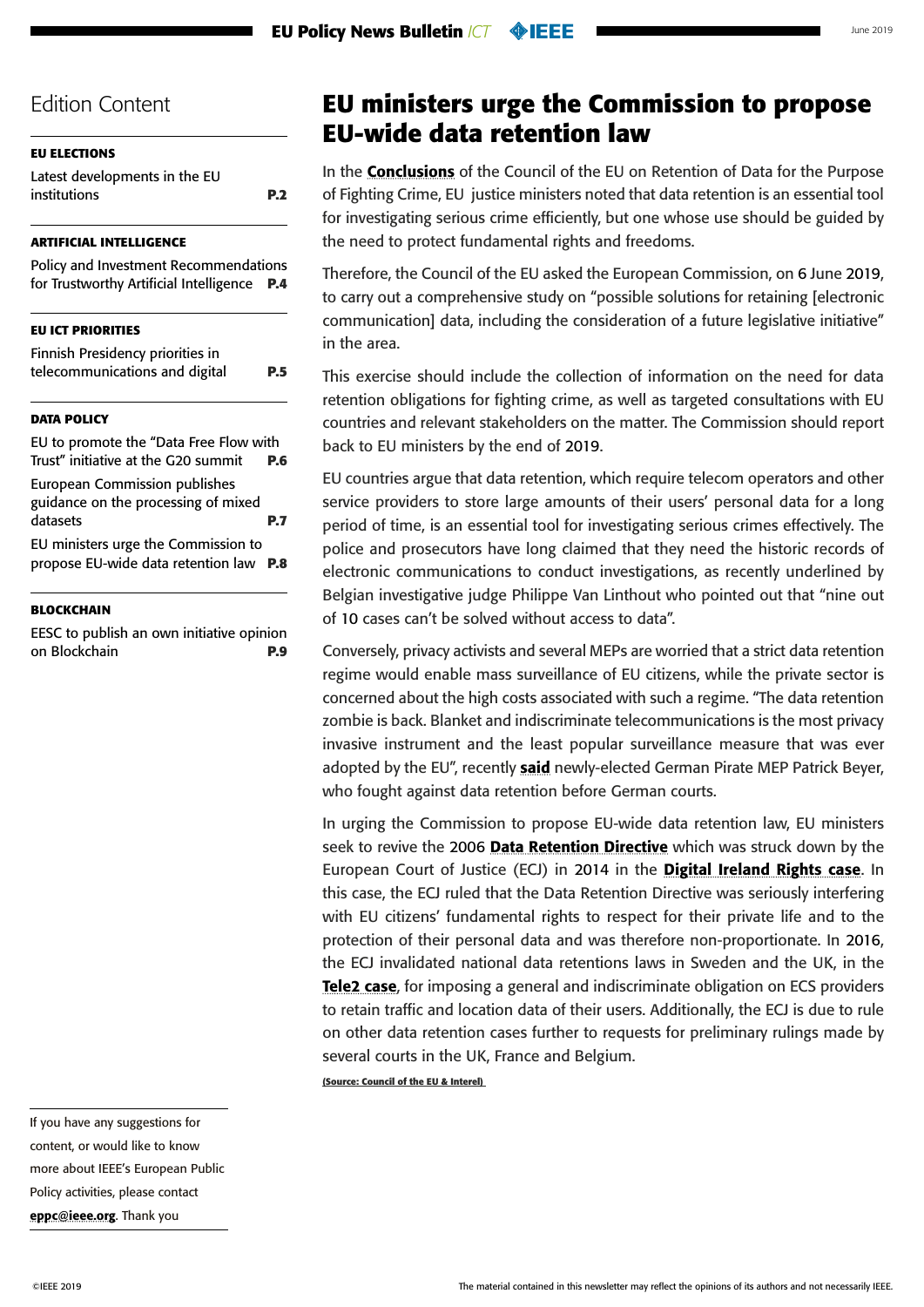## Edition Content

**EU ELECTIONS**

Latest developments in the EU institutions **P.2**

**ARTIFICIAL INTELLIGENCE**

Policy and Investment Recommendations for Trustworthy Artificial Intelligence **P.4**

**EU ICT PRIORITIES**

Finnish Presidency priorities in telecommunications and digital **P.5**

**DATA POLICY**

EU to promote the "Data Free Flow with Trust" initiative at the G20 summit **P.6**

European Commission publishes guidance on the processing of mixed datasets **P.7**

EU ministers urge the Commission to propose EU-wide data retention law **P.8**

**BLOCKCHAIN**

EESC to publish an own initiative opinion on Blockchain **P.9**

If you have any suggestions for content, or would like to know more about IEEE's European Public Policy activities, please contact **eppc@ieee.org**. Thank you

# EU ministers urge the Commission to propose EU-wide data retention law

In the **Conclusions** of the Council of the EU on Retention of Data for the Purpose of Fighting Crime, EU justice ministers noted that data retention is an essential tool for investigating serious crime efficiently, but one whose use should be guided by the need to protect fundamental rights and freedoms.

Therefore, the Council of the EU asked the European Commission, on 6 June 2019, to carry out a comprehensive study on "possible solutions for retaining [electronic communication] data, including the consideration of a future legislative initiative" in the area.

This exercise should include the collection of information on the need for data retention obligations for fighting crime, as well as targeted consultations with EU countries and relevant stakeholders on the matter. The Commission should report back to EU ministers by the end of 2019.

EU countries argue that data retention, which require telecom operators and other service providers to store large amounts of their users' personal data for a long period of time, is an essential tool for investigating serious crimes effectively. The police and prosecutors have long claimed that they need the historic records of electronic communications to conduct investigations, as recently underlined by Belgian investigative judge Philippe Van Linthout who pointed out that "nine out of 10 cases can't be solved without access to data".

Conversely, privacy activists and several MEPs are worried that a strict data retention regime would enable mass surveillance of EU citizens, while the private sector is concerned about the high costs associated with such a regime. "The data retention zombie is back. Blanket and indiscriminate telecommunications is the most privacy invasive instrument and the least popular surveillance measure that was ever adopted by the EU", recently **said** newly-elected German Pirate MEP Patrick Beyer, who fought against data retention before German courts.

In urging the Commission to propose EU-wide data retention law, EU ministers seek to revive the 2006 **Data Retention Directive** which was struck down by the European Court of Justice (ECJ) in 2014 in the **Digital Ireland Rights case**. In this case, the ECJ ruled that the Data Retention Directive was seriously interfering with EU citizens' fundamental rights to respect for their private life and to the protection of their personal data and was therefore non-proportionate. In 2016, the ECJ invalidated national data retentions laws in Sweden and the UK, in the **Tele2 case**, for imposing a general and indiscriminate obligation on ECS providers to retain traffic and location data of their users. Additionally, the ECJ is due to rule on other data retention cases further to requests for preliminary rulings made by several courts in the UK, France and Belgium.

**(Source: Council of the EU & Interel)**

©IEEE 2019

The material contained in this newsletter may reflect the opinions of its authors and not necessarily IEEE.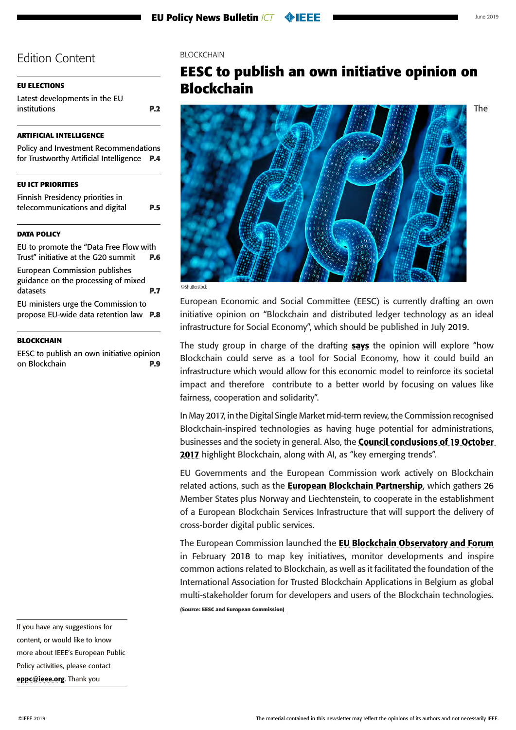# Edition Content

**EU ELECTIONS**

Latest developments in the EU institutions **P.2**

**ARTIFICIAL INTELLIGENCE**

Policy and Investment Recommendations for Trustworthy Artificial Intelligence **P.4**

**EU ICT PRIORITIES**

Finnish Presidency priorities in telecommunications and digital **P.5**

**DATA POLICY**

EU to promote the "Data Free Flow with Trust" initiative at the G20 summit **P.6**

European Commission publishes guidance on the processing of mixed datasets **P.7**

EU ministers urge the Commission to propose EU-wide data retention law **P.8**

**BLOCKCHAIN**

EESC to publish an own initiative opinion on Blockchain **P.9**

If you have any suggestions for content, or would like to know more about IEEE's European Public Policy activities, please contact **eppc@ieee.org**. Thank you

BLOCKCHAIN

## EESC to publish an own initiative opinion on Blockchain

©Shutterstock

The European Economic and Social Committee (EESC) is currently drafting an own initiative opinion on "Blockchain and distributed ledger technology as an ideal infrastructure for Social Economy", which should be published in July 2019.

The study group in charge of the drafting **says** the opinion will explore "how Blockchain could serve as a tool for Social Economy, how it could build an infrastructure which would allow for this economic model to reinforce its societal impact and therefore contribute to a better world by focusing on values like fairness, cooperation and solidarity".

In May 2017, in the Digital Single Market mid-term review, the Commission recognised Blockchain-inspired technologies as having huge potential for administrations, businesses and the society in general. Also, the **Council conclusions of 19 October 2017** highlight Blockchain, along with AI, as "key emerging trends".

EU Governments and the European Commission work actively on Blockchain related actions, such as the **European Blockchain Partnership**, which gathers 26 Member States plus Norway and Liechtenstein, to cooperate in the establishment of a European Blockchain Services Infrastructure that will support the delivery of cross-border digital public services.

The European Commission launched the **EU Blockchain Observatory and Forum** in February 2018 to map key initiatives, monitor developments and inspire common actions related to Blockchain, as well as it facilitated the foundation of the International Association for Trusted Blockchain Applications in Belgium as global multi-stakeholder forum for developers and users of the Blockchain technologies.

**(Source: EESC and European Commission)**

©IEEE 2019

The material contained in this newsletter may reflect the opinions of its authors and not necessarily IEEE.